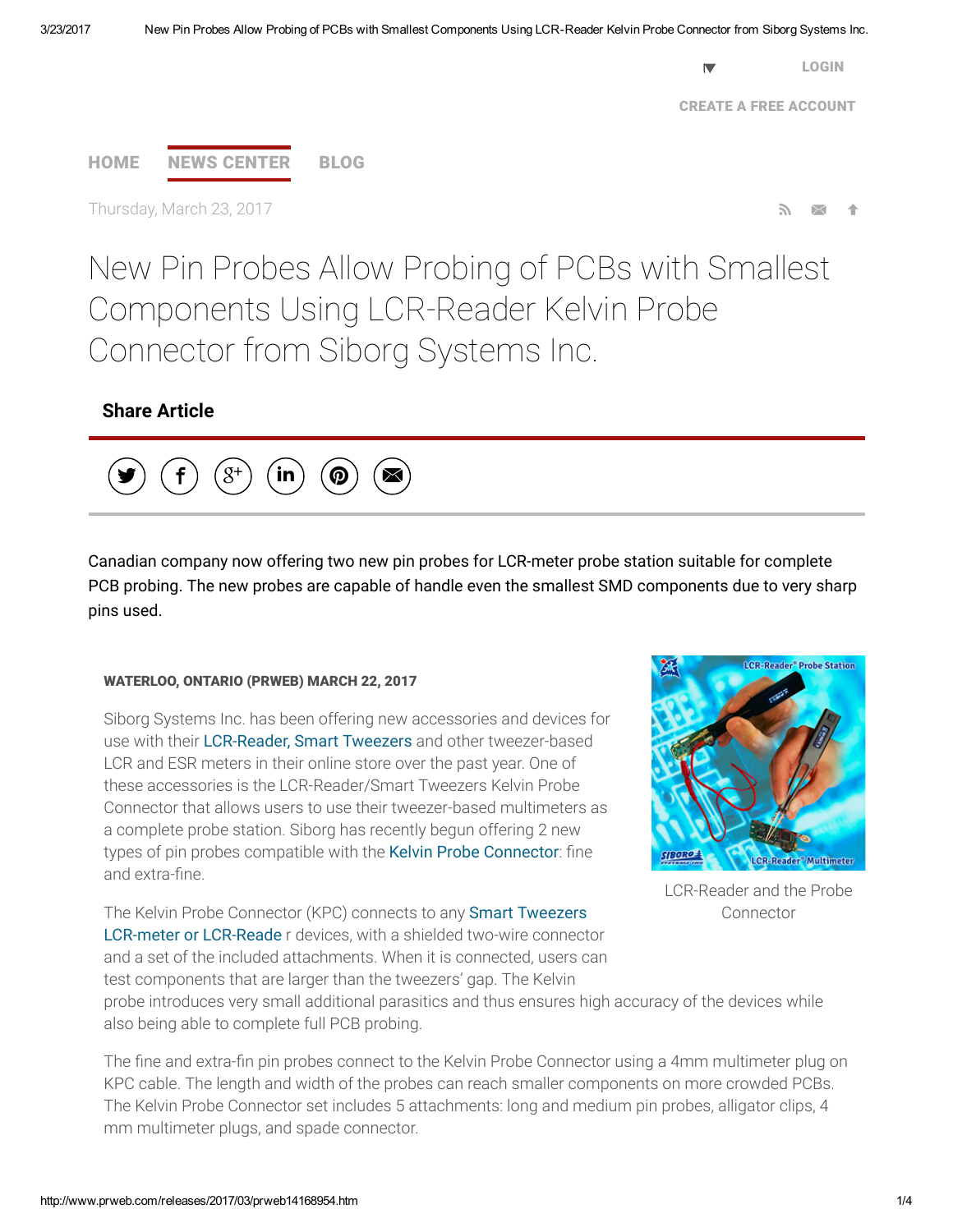# New Pin Probes Allow Probing of PCBs with Smallest Components Using LCR-Reader Kelvin Probe Connector from Siborg Systems Inc.

Canadian company now offering two new pin probes for LCR-meter probe station suitable for complete PCB probing. The new probes are capable of handle even the smallest SMD components due to very sharp pins used.

**WATERLOO, ONTARIO (PRWEB) MARCH 22, 2017**

Siborg Systems Inc. has been offering new accessories and devices for use with their LCR-Reader, Smart Tweezers and other tweezer-based LCR and ESR meters in their online store over the past year. One of these accessories is the LCR-Reader/Smart Tweezers Kelvin Probe Connector that allows users to use their tweezer-based multimeters as a complete probe station. Siborg has recently begun offering 2 new types of pin probes compatible with the Kelvin Probe Connector: fine and extra-fine.

LCR-Reader and the Probe Connector

The Kelvin Probe Connector (KPC) connects to any Smart Tweezers LCR-meter or LCR-Reade r devices, with a shielded two-wire connector and a set of the included attachments. When it is connected, users can test components that are larger than the tweezers' gap. The Kelvin probe introduces very small additional parasitics and thus ensures high accuracy of the devices while also being able to complete full PCB probing.

The fine and extra-fin pin probes connect to the Kelvin Probe Connector using a 4mm multimeter plug on KPC cable. The length and width of the probes can reach smaller components on more crowded PCBs. The Kelvin Probe Connector set includes 5 attachments: long and medium pin probes, alligator clips, 4 mm multimeter plugs, and spade connector.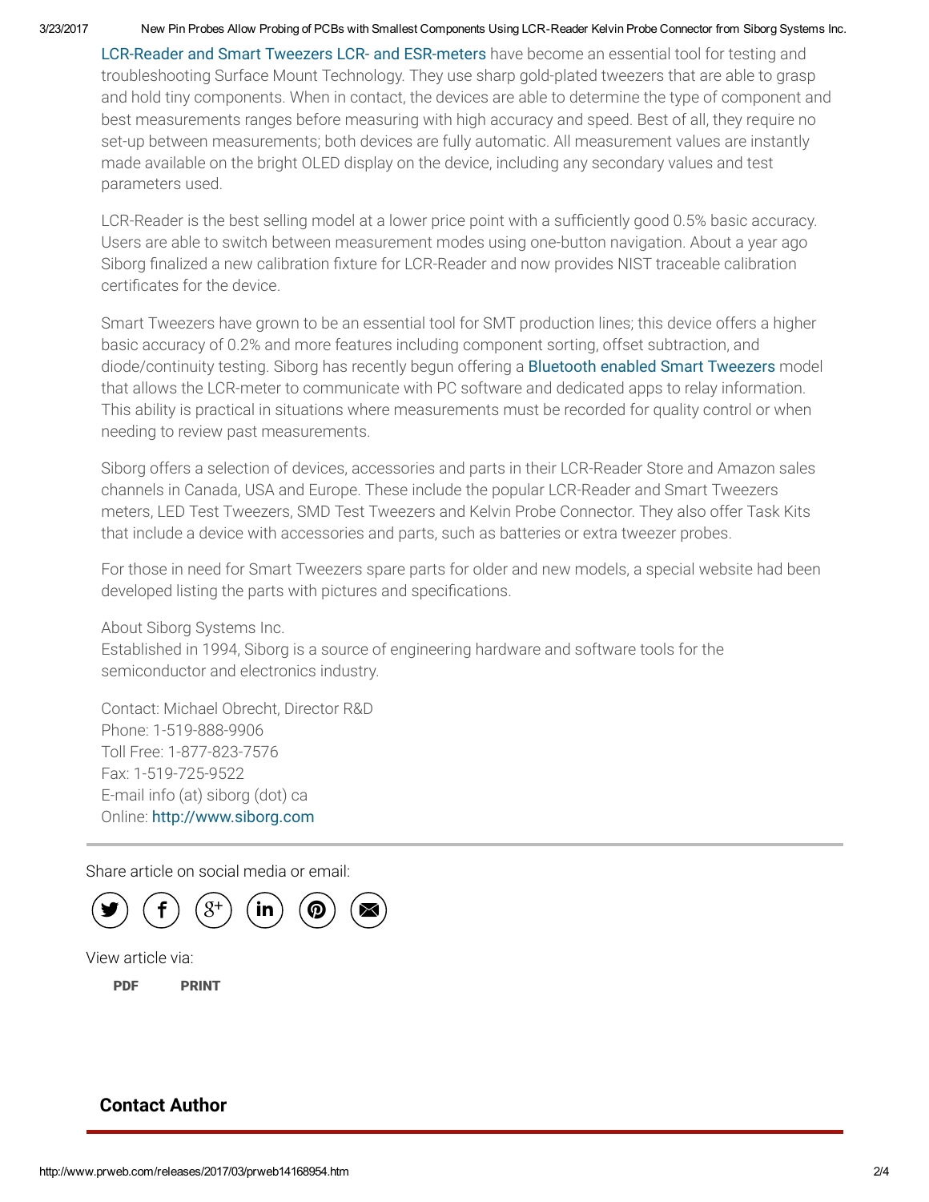LCR-Reader and Smart Tweezers LCR- and ESR-meters have become an essential tool for testing and troubleshooting Surface Mount Technology. They use sharp gold-plated tweezers that are able to grasp and hold tiny components. When in contact, the devices are able to determine the type of component and best measurements ranges before measuring with high accuracy and speed. Best of all, they require no set-up between measurements; both devices are fully automatic. All measurement values are instantly made available on the bright OLED display on the device, including any secondary values and test parameters used.

LCR-Reader is the best selling model at a lower price point with a sufficiently good 0.5% basic accuracy. Users are able to switch between measurement modes using one-button navigation. About a year ago Siborg finalized a new calibration fixture for LCR-Reader and now provides NIST traceable calibration certificates for the device.

Smart Tweezers have grown to be an essential tool for SMT production lines; this device offers a higher basic accuracy of 0.2% and more features including component sorting, offset subtraction, and diode/continuity testing. Siborg has recently begun offering a Bluetooth enabled Smart Tweezers model that allows the LCR-meter to communicate with PC software and dedicated apps to relay information. This ability is practical in situations where measurements must be recorded for quality control or when needing to review past measurements.

Siborg offers a selection of devices, accessories and parts in their LCR-Reader Store and Amazon sales channels in Canada, USA and Europe. These include the popular LCR-Reader and Smart Tweezers meters, LED Test Tweezers, SMD Test Tweezers and Kelvin Probe Connector. They also offer Task Kits that include a device with accessories and parts, such as batteries or extra tweezer probes.

For those in need for Smart Tweezers spare parts for older and new models, a special website had been developed listing the parts with pictures and specifications.

About Siborg Systems Inc.
Established in 1994, Siborg is a source of engineering hardware and software tools for the semiconductor and electronics industry.

Contact: Michael Obrecht, Director R&D
Phone: 1-519-888-9906
Toll Free: 1-877-823-7576
Fax: 1-519-725-9522
E-mail info (at) siborg (dot) ca
Online: http://www.siborg.com

Share article on social media or email:

View article via:

PDF PRINT

## Contact Author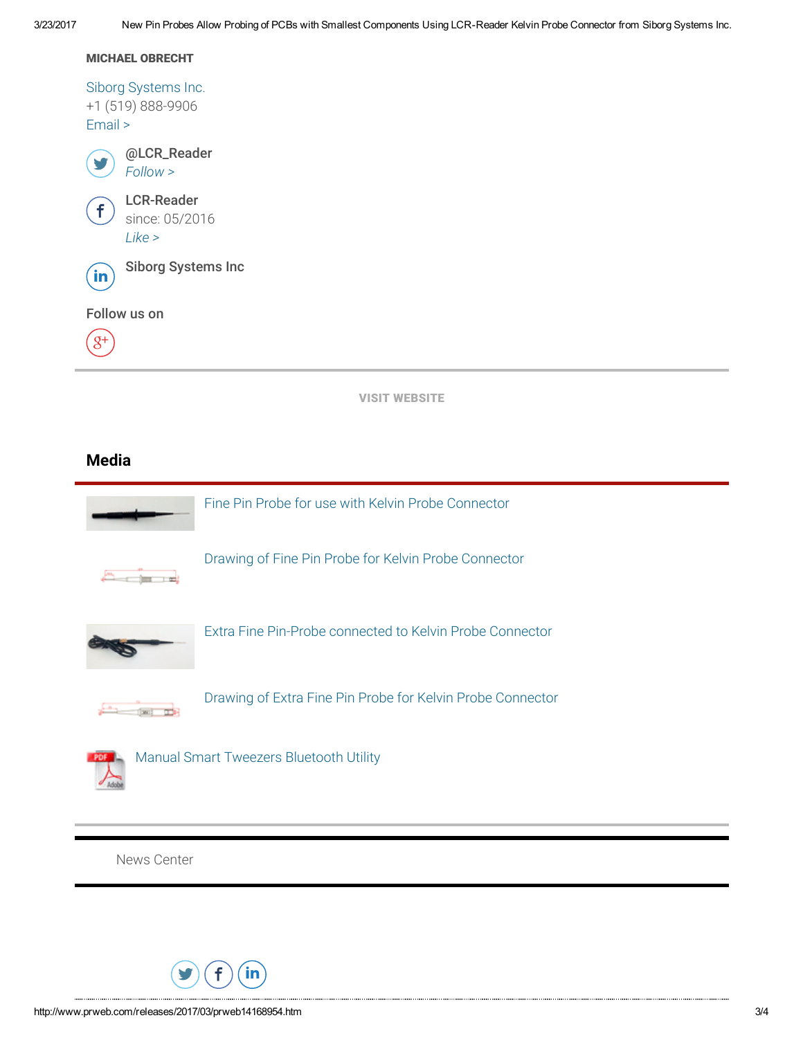**MICHAEL OBRECHT**

Siborg Systems Inc.
+1 (519) 888-9906
Email >

@LCR_Reader
*Follow >*

LCR-Reader
since: 05/2016
*Like >*

Siborg Systems Inc

Follow us on

VISIT WEBSITE

## Media

Fine Pin Probe for use with Kelvin Probe Connector

Drawing of Fine Pin Probe for Kelvin Probe Connector

Extra Fine Pin-Probe connected to Kelvin Probe Connector

Drawing of Extra Fine Pin Probe for Kelvin Probe Connector

Manual Smart Tweezers Bluetooth Utility

News Center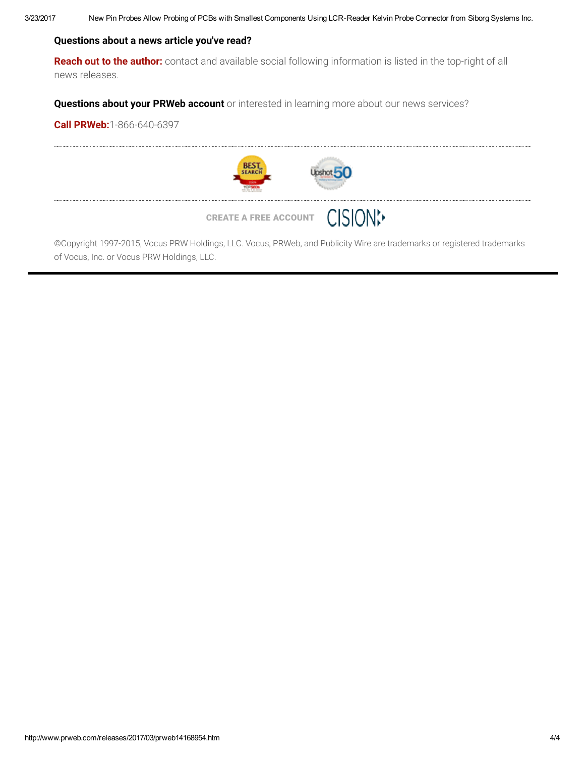**Questions about a news article you've read?**

**Reach out to the author:** contact and available social following information is listed in the top-right of all news releases.

**Questions about your PRWeb account** or interested in learning more about our news services?

**Call PRWeb:**1-866-640-6397

CREATE A FREE ACCOUNT

©Copyright 1997-2015, Vocus PRW Holdings, LLC. Vocus, PRWeb, and Publicity Wire are trademarks or registered trademarks of Vocus, Inc. or Vocus PRW Holdings, LLC.